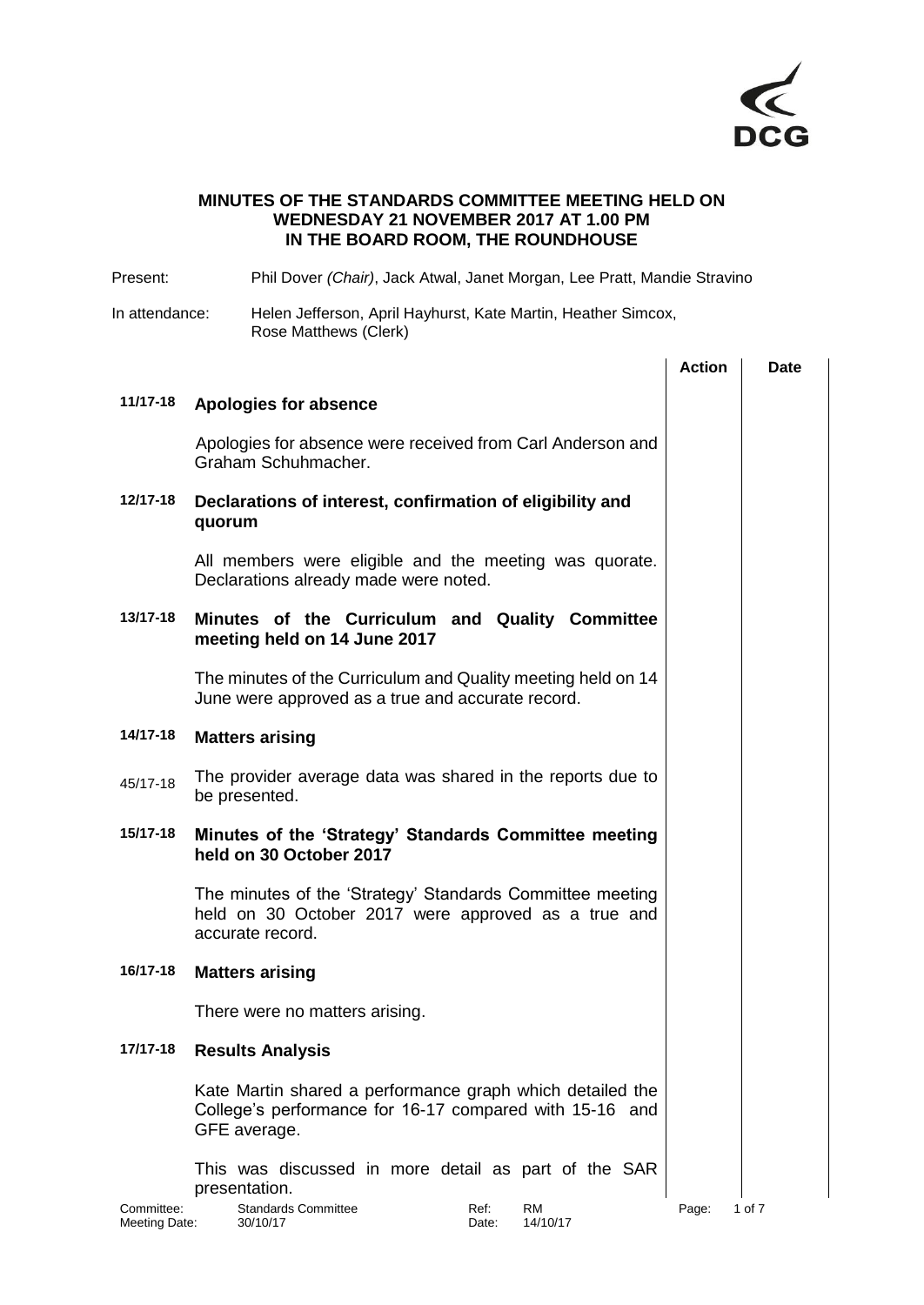# MINUTES OF THE STANDARDS COMMITTEE MEETING HELD ON WEDNESDAY 21 NOVEMBER 2017 AT 1.00 PM IN THE BOARD ROOM, THE ROUNDHOUSE

Present: Phil Dover *(Chair)*, Jack Atwal, Janet Morgan, Lee Pratt, Mandie Stravino

In attendance: Helen Jefferson, April Hayhurst, Kate Martin, Heather Simcox, Rose Matthews (Clerk)

| | | Action | Date |
|---|---|---|---|
| **11/17-18** | **Apologies for absence** | | |
| | Apologies for absence were received from Carl Anderson and Graham Schuhmacher. | | |
| **12/17-18** | **Declarations of interest, confirmation of eligibility and quorum** | | |
| | All members were eligible and the meeting was quorate. Declarations already made were noted. | | |
| **13/17-18** | **Minutes of the Curriculum and Quality Committee meeting held on 14 June 2017** | | |
| | The minutes of the Curriculum and Quality meeting held on 14 June were approved as a true and accurate record. | | |
| **14/17-18** | **Matters arising** | | |
| 45/17-18 | The provider average data was shared in the reports due to be presented. | | |
| **15/17-18** | **Minutes of the 'Strategy' Standards Committee meeting held on 30 October 2017** | | |
| | The minutes of the 'Strategy' Standards Committee meeting held on 30 October 2017 were approved as a true and accurate record. | | |
| **16/17-18** | **Matters arising** | | |
| | There were no matters arising. | | |
| **17/17-18** | **Results Analysis** | | |
| | Kate Martin shared a performance graph which detailed the College's performance for 16-17 compared with 15-16 and GFE average. | | |
| | This was discussed in more detail as part of the SAR presentation. | | |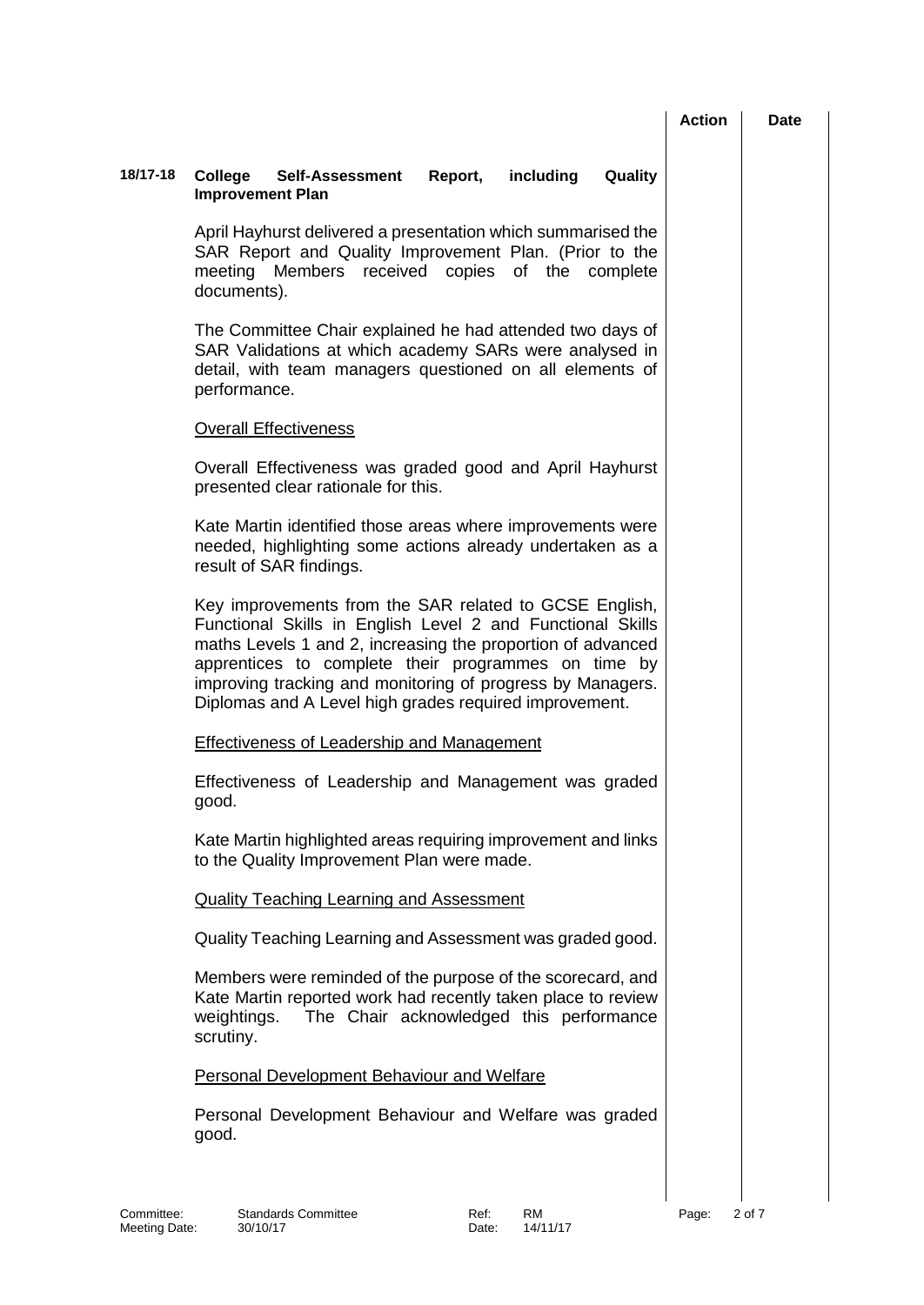| | | Action | Date |
|---|---|---|---|

**18/17-18 College Self-Assessment Report, including Quality Improvement Plan**

April Hayhurst delivered a presentation which summarised the SAR Report and Quality Improvement Plan. (Prior to the meeting Members received copies of the complete documents).

The Committee Chair explained he had attended two days of SAR Validations at which academy SARs were analysed in detail, with team managers questioned on all elements of performance.

<u>Overall Effectiveness</u>

Overall Effectiveness was graded good and April Hayhurst presented clear rationale for this.

Kate Martin identified those areas where improvements were needed, highlighting some actions already undertaken as a result of SAR findings.

Key improvements from the SAR related to GCSE English, Functional Skills in English Level 2 and Functional Skills maths Levels 1 and 2, increasing the proportion of advanced apprentices to complete their programmes on time by improving tracking and monitoring of progress by Managers. Diplomas and A Level high grades required improvement.

<u>Effectiveness of Leadership and Management</u>

Effectiveness of Leadership and Management was graded good.

Kate Martin highlighted areas requiring improvement and links to the Quality Improvement Plan were made.

<u>Quality Teaching Learning and Assessment</u>

Quality Teaching Learning and Assessment was graded good.

Members were reminded of the purpose of the scorecard, and Kate Martin reported work had recently taken place to review weightings. The Chair acknowledged this performance scrutiny.

<u>Personal Development Behaviour and Welfare</u>

Personal Development Behaviour and Welfare was graded good.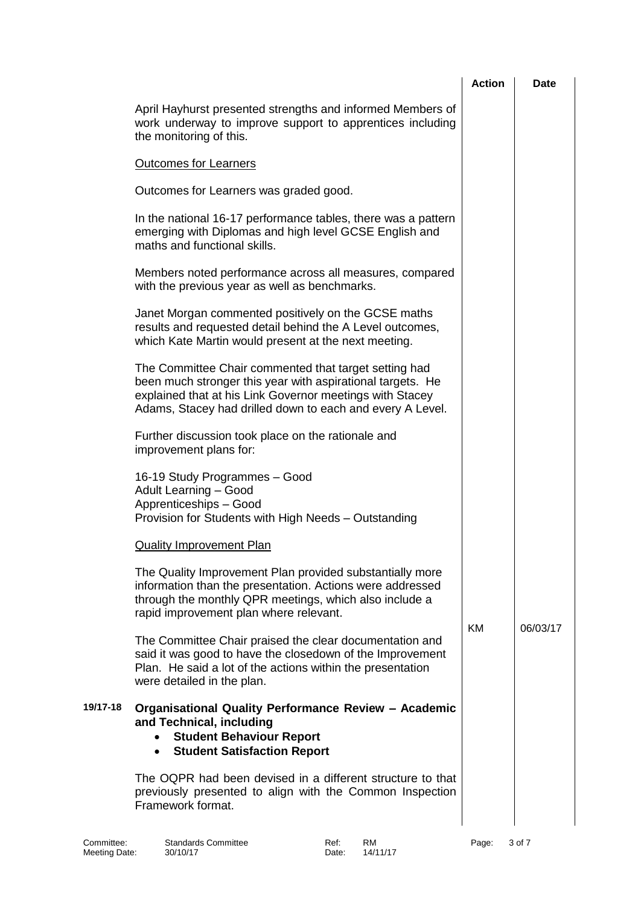| | | Action | Date |
|---|---|---|---|
| | April Hayhurst presented strengths and informed Members of work underway to improve support to apprentices including the monitoring of this. | | |
| | <u>Outcomes for Learners</u> | | |
| | Outcomes for Learners was graded good. | | |
| | In the national 16-17 performance tables, there was a pattern emerging with Diplomas and high level GCSE English and maths and functional skills. | | |
| | Members noted performance across all measures, compared with the previous year as well as benchmarks. | | |
| | Janet Morgan commented positively on the GCSE maths results and requested detail behind the A Level outcomes, which Kate Martin would present at the next meeting. | KM | 06/03/17 |
| | The Committee Chair commented that target setting had been much stronger this year with aspirational targets. He explained that at his Link Governor meetings with Stacey Adams, Stacey had drilled down to each and every A Level. | | |
| | Further discussion took place on the rationale and improvement plans for: | | |
| | 16-19 Study Programmes – Good<br>Adult Learning – Good<br>Apprenticeships – Good<br>Provision for Students with High Needs – Outstanding | | |
| | <u>Quality Improvement Plan</u> | | |
| | The Quality Improvement Plan provided substantially more information than the presentation. Actions were addressed through the monthly QPR meetings, which also include a rapid improvement plan where relevant. | | |
| | The Committee Chair praised the clear documentation and said it was good to have the closedown of the Improvement Plan. He said a lot of the actions within the presentation were detailed in the plan. | | |
| **19/17-18** | **Organisational Quality Performance Review – Academic and Technical, including**<br>• **Student Behaviour Report**<br>• **Student Satisfaction Report** | | |
| | The OQPR had been devised in a different structure to that previously presented to align with the Common Inspection Framework format. | | |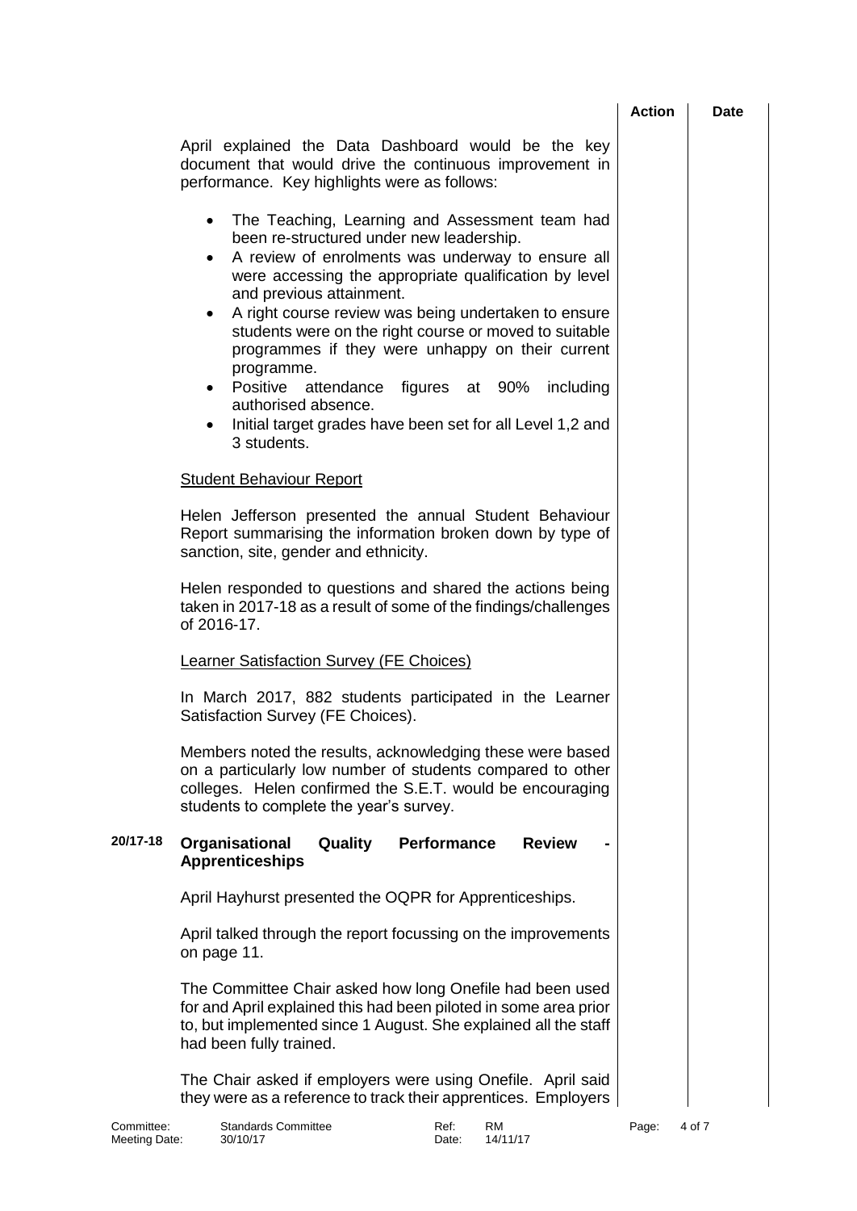| | | Action | Date |
|---|---|---|---|
| | April explained the Data Dashboard would be the key document that would drive the continuous improvement in performance. Key highlights were as follows:<br><br>• The Teaching, Learning and Assessment team had been re-structured under new leadership.<br>• A review of enrolments was underway to ensure all were accessing the appropriate qualification by level and previous attainment.<br>• A right course review was being undertaken to ensure students were on the right course or moved to suitable programmes if they were unhappy on their current programme.<br>• Positive attendance figures at 90% including authorised absence.<br>• Initial target grades have been set for all Level 1,2 and 3 students. | | |
| | <u>Student Behaviour Report</u><br><br>Helen Jefferson presented the annual Student Behaviour Report summarising the information broken down by type of sanction, site, gender and ethnicity.<br><br>Helen responded to questions and shared the actions being taken in 2017-18 as a result of some of the findings/challenges of 2016-17. | | |
| | <u>Learner Satisfaction Survey (FE Choices)</u><br><br>In March 2017, 882 students participated in the Learner Satisfaction Survey (FE Choices).<br><br>Members noted the results, acknowledging these were based on a particularly low number of students compared to other colleges. Helen confirmed the S.E.T. would be encouraging students to complete the year's survey. | | |
| **20/17-18** | **Organisational Quality Performance Review - Apprenticeships**<br><br>April Hayhurst presented the OQPR for Apprenticeships.<br><br>April talked through the report focussing on the improvements on page 11.<br><br>The Committee Chair asked how long Onefile had been used for and April explained this had been piloted in some area prior to, but implemented since 1 August. She explained all the staff had been fully trained.<br><br>The Chair asked if employers were using Onefile. April said they were as a reference to track their apprentices. Employers | | |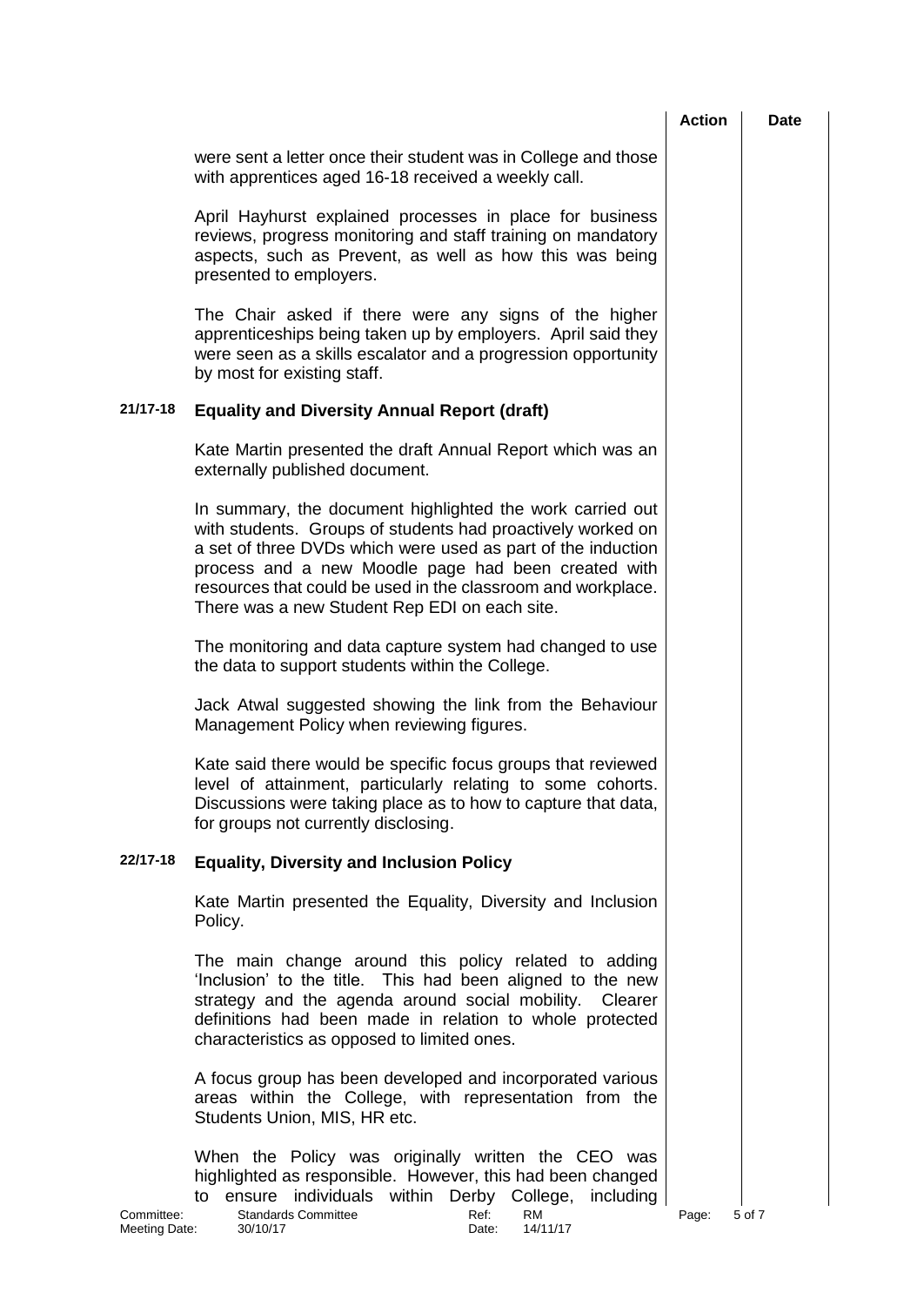| | | Action | Date |
|---|---|---|---|
| | were sent a letter once their student was in College and those with apprentices aged 16-18 received a weekly call. | | |
| | April Hayhurst explained processes in place for business reviews, progress monitoring and staff training on mandatory aspects, such as Prevent, as well as how this was being presented to employers. | | |
| | The Chair asked if there were any signs of the higher apprenticeships being taken up by employers. April said they were seen as a skills escalator and a progression opportunity by most for existing staff. | | |
| **21/17-18** | **Equality and Diversity Annual Report (draft)** | | |
| | Kate Martin presented the draft Annual Report which was an externally published document. | | |
| | In summary, the document highlighted the work carried out with students. Groups of students had proactively worked on a set of three DVDs which were used as part of the induction process and a new Moodle page had been created with resources that could be used in the classroom and workplace. There was a new Student Rep EDI on each site. | | |
| | The monitoring and data capture system had changed to use the data to support students within the College. | | |
| | Jack Atwal suggested showing the link from the Behaviour Management Policy when reviewing figures. | | |
| | Kate said there would be specific focus groups that reviewed level of attainment, particularly relating to some cohorts. Discussions were taking place as to how to capture that data, for groups not currently disclosing. | | |
| **22/17-18** | **Equality, Diversity and Inclusion Policy** | | |
| | Kate Martin presented the Equality, Diversity and Inclusion Policy. | | |
| | The main change around this policy related to adding 'Inclusion' to the title. This had been aligned to the new strategy and the agenda around social mobility. Clearer definitions had been made in relation to whole protected characteristics as opposed to limited ones. | | |
| | A focus group has been developed and incorporated various areas within the College, with representation from the Students Union, MIS, HR etc. | | |
| | When the Policy was originally written the CEO was highlighted as responsible. However, this had been changed to ensure individuals within Derby College, including | | |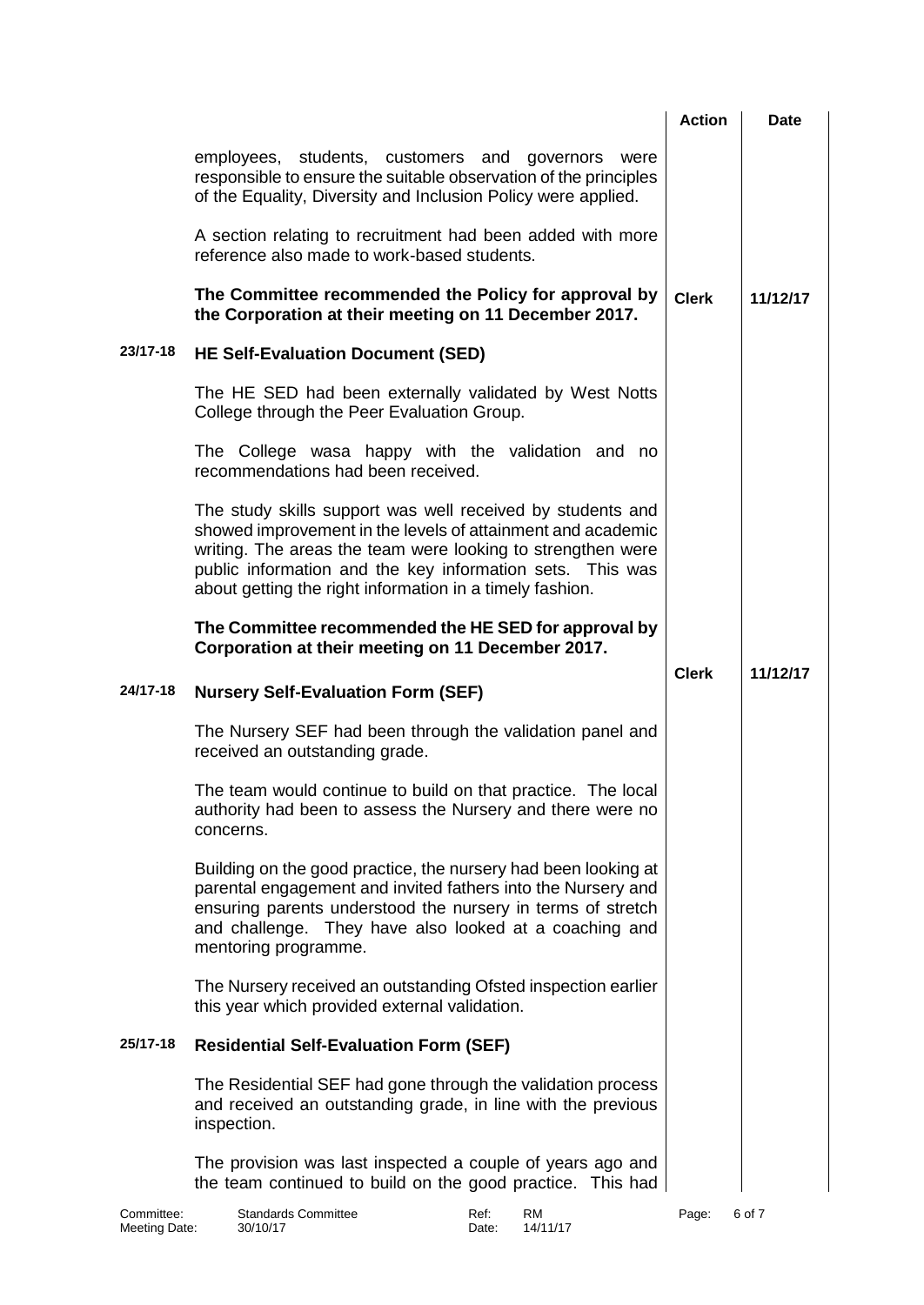| | | Action | Date |
|---|---|---|---|
| | employees, students, customers and governors were responsible to ensure the suitable observation of the principles of the Equality, Diversity and Inclusion Policy were applied. | | |
| | A section relating to recruitment had been added with more reference also made to work-based students. | | |
| | **The Committee recommended the Policy for approval by the Corporation at their meeting on 11 December 2017.** | **Clerk** | **11/12/17** |
| **23/17-18** | **HE Self-Evaluation Document (SED)** | | |
| | The HE SED had been externally validated by West Notts College through the Peer Evaluation Group. | | |
| | The College wasa happy with the validation and no recommendations had been received. | | |
| | The study skills support was well received by students and showed improvement in the levels of attainment and academic writing. The areas the team were looking to strengthen were public information and the key information sets. This was about getting the right information in a timely fashion. | | |
| | **The Committee recommended the HE SED for approval by Corporation at their meeting on 11 December 2017.** | **Clerk** | **11/12/17** |
| **24/17-18** | **Nursery Self-Evaluation Form (SEF)** | | |
| | The Nursery SEF had been through the validation panel and received an outstanding grade. | | |
| | The team would continue to build on that practice. The local authority had been to assess the Nursery and there were no concerns. | | |
| | Building on the good practice, the nursery had been looking at parental engagement and invited fathers into the Nursery and ensuring parents understood the nursery in terms of stretch and challenge. They have also looked at a coaching and mentoring programme. | | |
| | The Nursery received an outstanding Ofsted inspection earlier this year which provided external validation. | | |
| **25/17-18** | **Residential Self-Evaluation Form (SEF)** | | |
| | The Residential SEF had gone through the validation process and received an outstanding grade, in line with the previous inspection. | | |
| | The provision was last inspected a couple of years ago and the team continued to build on the good practice. This had | | |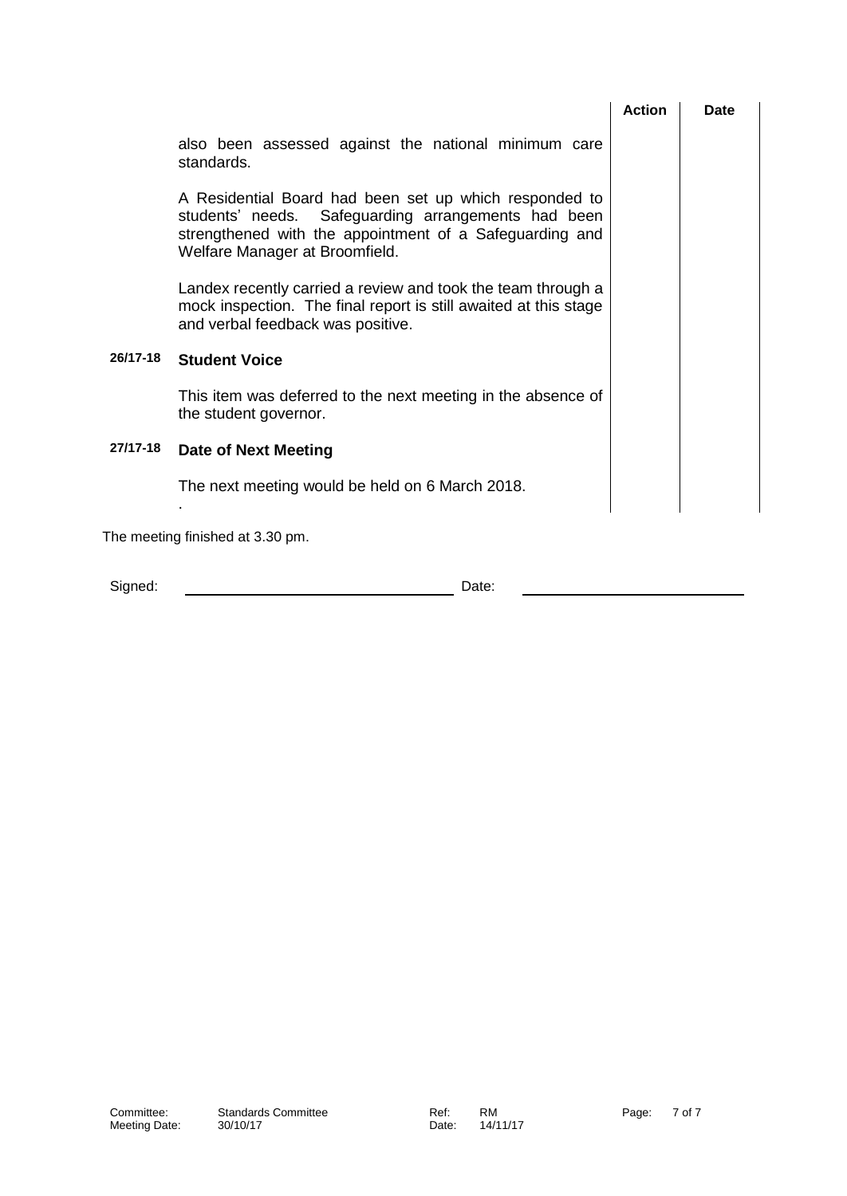| | | Action | Date |
|---|---|---|---|
| | also been assessed against the national minimum care standards. | | |
| | A Residential Board had been set up which responded to students' needs. Safeguarding arrangements had been strengthened with the appointment of a Safeguarding and Welfare Manager at Broomfield. | | |
| | Landex recently carried a review and took the team through a mock inspection. The final report is still awaited at this stage and verbal feedback was positive. | | |
| **26/17-18** | **Student Voice** | | |
| | This item was deferred to the next meeting in the absence of the student governor. | | |
| **27/17-18** | **Date of Next Meeting** | | |
| | The next meeting would be held on 6 March 2018. | | |

The meeting finished at 3.30 pm.

Signed: ______________________ Date: ______________________